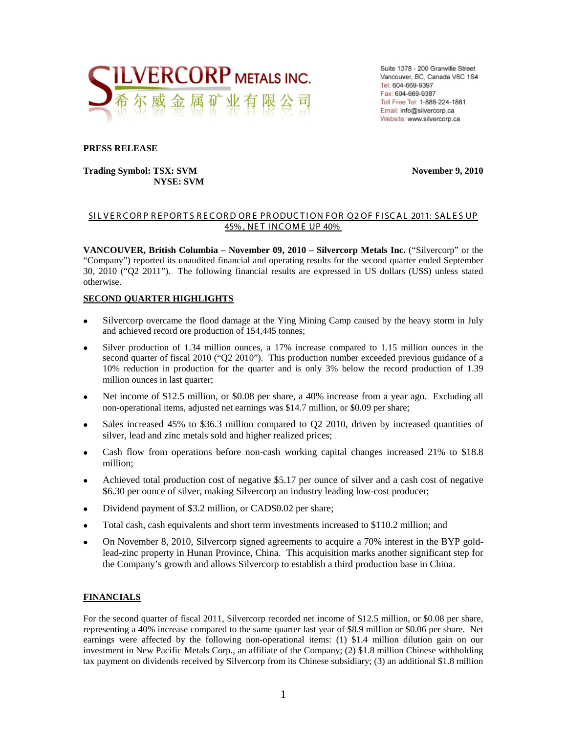**SILVERCORP METALS INC.**
**希尔威金属矿业有限公司**

Suite 1378 - 200 Granville Street
Vancouver, BC, Canada V6C 1S4
Tel: 604-669-9397
Fax: 604-669-9387
Toll Free Tel: 1-888-224-1881
Email: info@silvercorp.ca
Website: www.silvercorp.ca

**PRESS RELEASE**

**Trading Symbol: TSX: SVM**
**NYSE: SVM**

**November 9, 2010**

## SILVERCORP REPORTS RECORD ORE PRODUCTION FOR Q2 OF FISCAL 2011: SALES UP 45%, NET INCOME UP 40%

**VANCOUVER, British Columbia – November 09, 2010 – Silvercorp Metals Inc.** ("Silvercorp" or the "Company") reported its unaudited financial and operating results for the second quarter ended September 30, 2010 ("Q2 2011"). The following financial results are expressed in US dollars (US$) unless stated otherwise.

### SECOND QUARTER HIGHLIGHTS

- Silvercorp overcame the flood damage at the Ying Mining Camp caused by the heavy storm in July and achieved record ore production of 154,445 tonnes;
- Silver production of 1.34 million ounces, a 17% increase compared to 1.15 million ounces in the second quarter of fiscal 2010 ("Q2 2010"). This production number exceeded previous guidance of a 10% reduction in production for the quarter and is only 3% below the record production of 1.39 million ounces in last quarter;
- Net income of $12.5 million, or $0.08 per share, a 40% increase from a year ago. Excluding all non-operational items, adjusted net earnings was $14.7 million, or $0.09 per share;
- Sales increased 45% to $36.3 million compared to Q2 2010, driven by increased quantities of silver, lead and zinc metals sold and higher realized prices;
- Cash flow from operations before non-cash working capital changes increased 21% to $18.8 million;
- Achieved total production cost of negative $5.17 per ounce of silver and a cash cost of negative $6.30 per ounce of silver, making Silvercorp an industry leading low-cost producer;
- Dividend payment of $3.2 million, or CAD$0.02 per share;
- Total cash, cash equivalents and short term investments increased to $110.2 million; and
- On November 8, 2010, Silvercorp signed agreements to acquire a 70% interest in the BYP gold-lead-zinc property in Hunan Province, China. This acquisition marks another significant step for the Company's growth and allows Silvercorp to establish a third production base in China.

### FINANCIALS

For the second quarter of fiscal 2011, Silvercorp recorded net income of $12.5 million, or $0.08 per share, representing a 40% increase compared to the same quarter last year of $8.9 million or $0.06 per share. Net earnings were affected by the following non-operational items: (1) $1.4 million dilution gain on our investment in New Pacific Metals Corp., an affiliate of the Company; (2) $1.8 million Chinese withholding tax payment on dividends received by Silvercorp from its Chinese subsidiary; (3) an additional $1.8 million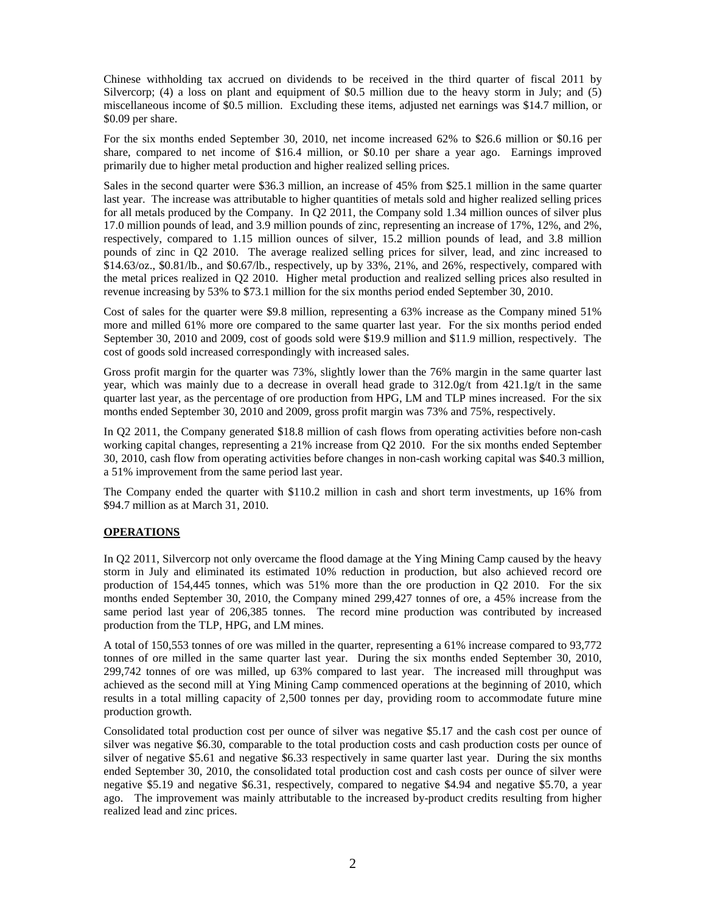Chinese withholding tax accrued on dividends to be received in the third quarter of fiscal 2011 by Silvercorp; (4) a loss on plant and equipment of \$0.5 million due to the heavy storm in July; and (5) miscellaneous income of \$0.5 million. Excluding these items, adjusted net earnings was \$14.7 million, or \$0.09 per share.

For the six months ended September 30, 2010, net income increased 62% to \$26.6 million or \$0.16 per share, compared to net income of \$16.4 million, or \$0.10 per share a year ago. Earnings improved primarily due to higher metal production and higher realized selling prices.

Sales in the second quarter were \$36.3 million, an increase of 45% from \$25.1 million in the same quarter last year. The increase was attributable to higher quantities of metals sold and higher realized selling prices for all metals produced by the Company. In Q2 2011, the Company sold 1.34 million ounces of silver plus 17.0 million pounds of lead, and 3.9 million pounds of zinc, representing an increase of 17%, 12%, and 2%, respectively, compared to 1.15 million ounces of silver, 15.2 million pounds of lead, and 3.8 million pounds of zinc in Q2 2010. The average realized selling prices for silver, lead, and zinc increased to \$14.63/oz., \$0.81/lb., and \$0.67/lb., respectively, up by 33%, 21%, and 26%, respectively, compared with the metal prices realized in Q2 2010. Higher metal production and realized selling prices also resulted in revenue increasing by 53% to \$73.1 million for the six months period ended September 30, 2010.

Cost of sales for the quarter were \$9.8 million, representing a 63% increase as the Company mined 51% more and milled 61% more ore compared to the same quarter last year. For the six months period ended September 30, 2010 and 2009, cost of goods sold were \$19.9 million and \$11.9 million, respectively. The cost of goods sold increased correspondingly with increased sales.

Gross profit margin for the quarter was 73%, slightly lower than the 76% margin in the same quarter last year, which was mainly due to a decrease in overall head grade to 312.0g/t from 421.1g/t in the same quarter last year, as the percentage of ore production from HPG, LM and TLP mines increased. For the six months ended September 30, 2010 and 2009, gross profit margin was 73% and 75%, respectively.

In Q2 2011, the Company generated \$18.8 million of cash flows from operating activities before non-cash working capital changes, representing a 21% increase from Q2 2010. For the six months ended September 30, 2010, cash flow from operating activities before changes in non-cash working capital was \$40.3 million, a 51% improvement from the same period last year.

The Company ended the quarter with \$110.2 million in cash and short term investments, up 16% from \$94.7 million as at March 31, 2010.

## OPERATIONS

In Q2 2011, Silvercorp not only overcame the flood damage at the Ying Mining Camp caused by the heavy storm in July and eliminated its estimated 10% reduction in production, but also achieved record ore production of 154,445 tonnes, which was 51% more than the ore production in Q2 2010. For the six months ended September 30, 2010, the Company mined 299,427 tonnes of ore, a 45% increase from the same period last year of 206,385 tonnes. The record mine production was contributed by increased production from the TLP, HPG, and LM mines.

A total of 150,553 tonnes of ore was milled in the quarter, representing a 61% increase compared to 93,772 tonnes of ore milled in the same quarter last year. During the six months ended September 30, 2010, 299,742 tonnes of ore was milled, up 63% compared to last year. The increased mill throughput was achieved as the second mill at Ying Mining Camp commenced operations at the beginning of 2010, which results in a total milling capacity of 2,500 tonnes per day, providing room to accommodate future mine production growth.

Consolidated total production cost per ounce of silver was negative \$5.17 and the cash cost per ounce of silver was negative \$6.30, comparable to the total production costs and cash production costs per ounce of silver of negative \$5.61 and negative \$6.33 respectively in same quarter last year. During the six months ended September 30, 2010, the consolidated total production cost and cash costs per ounce of silver were negative \$5.19 and negative \$6.31, respectively, compared to negative \$4.94 and negative \$5.70, a year ago. The improvement was mainly attributable to the increased by-product credits resulting from higher realized lead and zinc prices.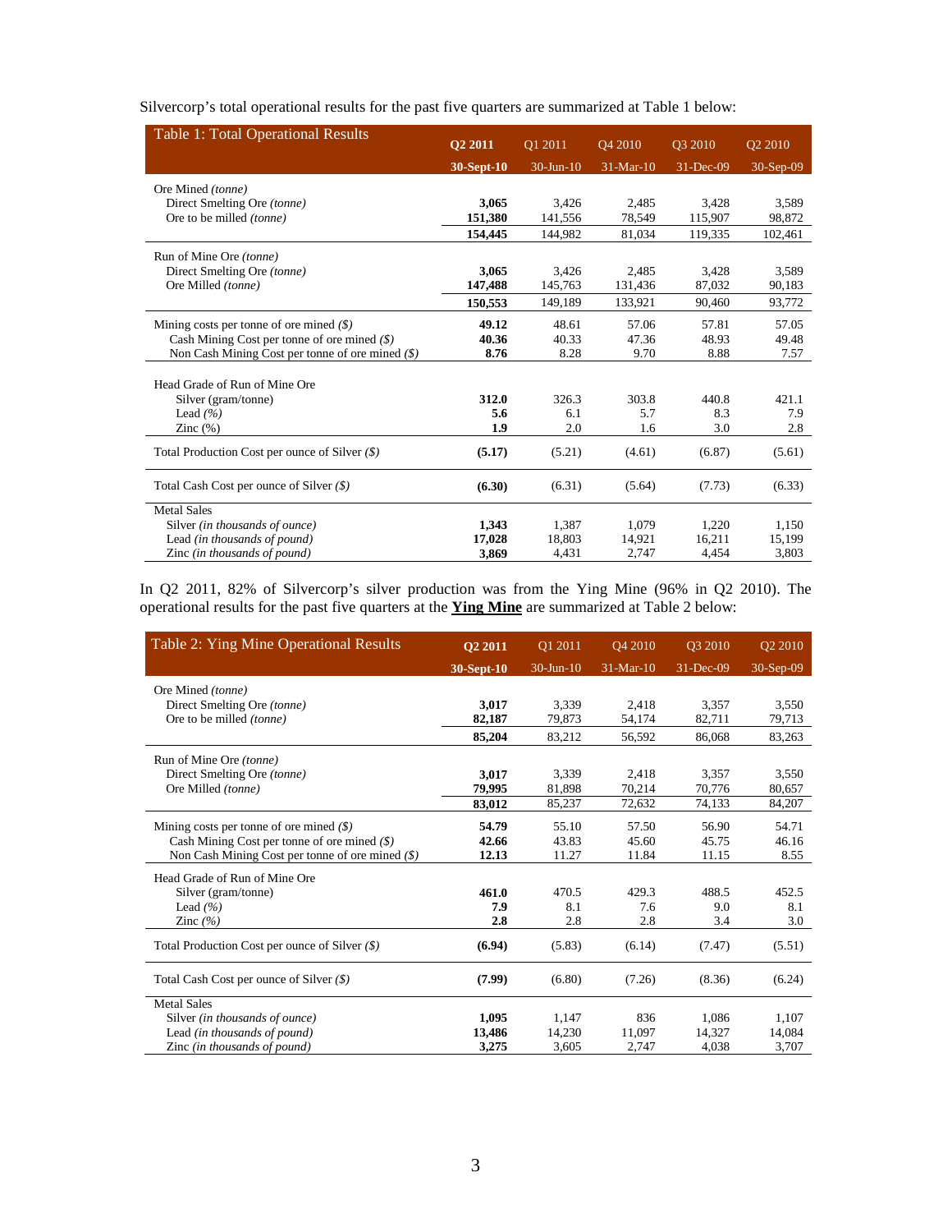Silvercorp's total operational results for the past five quarters are summarized at Table 1 below:

| Table 1: Total Operational Results | **Q2 2011** | Q1 2011 | Q4 2010 | Q3 2010 | Q2 2010 |
|---|---|---|---|---|---|
| | **30-Sept-10** | 30-Jun-10 | 31-Mar-10 | 31-Dec-09 | 30-Sep-09 |
| Ore Mined *(tonne)* | | | | | |
| Direct Smelting Ore *(tonne)* | **3,065** | 3,426 | 2,485 | 3,428 | 3,589 |
| Ore to be milled *(tonne)* | **151,380** | 141,556 | 78,549 | 115,907 | 98,872 |
| | **154,445** | 144,982 | 81,034 | 119,335 | 102,461 |
| Run of Mine Ore *(tonne)* | | | | | |
| Direct Smelting Ore *(tonne)* | **3,065** | 3,426 | 2,485 | 3,428 | 3,589 |
| Ore Milled *(tonne)* | **147,488** | 145,763 | 131,436 | 87,032 | 90,183 |
| | **150,553** | 149,189 | 133,921 | 90,460 | 93,772 |
| Mining costs per tonne of ore mined *($)* | **49.12** | 48.61 | 57.06 | 57.81 | 57.05 |
| Cash Mining Cost per tonne of ore mined *($)* | **40.36** | 40.33 | 47.36 | 48.93 | 49.48 |
| Non Cash Mining Cost per tonne of ore mined *($)* | **8.76** | 8.28 | 9.70 | 8.88 | 7.57 |
| Head Grade of Run of Mine Ore | | | | | |
| Silver (gram/tonne) | **312.0** | 326.3 | 303.8 | 440.8 | 421.1 |
| Lead *(%)* | **5.6** | 6.1 | 5.7 | 8.3 | 7.9 |
| Zinc (%) | **1.9** | 2.0 | 1.6 | 3.0 | 2.8 |
| Total Production Cost per ounce of Silver *($)* | **(5.17)** | (5.21) | (4.61) | (6.87) | (5.61) |
| Total Cash Cost per ounce of Silver *($)* | **(6.30)** | (6.31) | (5.64) | (7.73) | (6.33) |
| Metal Sales | | | | | |
| Silver *(in thousands of ounce)* | **1,343** | 1,387 | 1,079 | 1,220 | 1,150 |
| Lead *(in thousands of pound)* | **17,028** | 18,803 | 14,921 | 16,211 | 15,199 |
| Zinc *(in thousands of pound)* | **3,869** | 4,431 | 2,747 | 4,454 | 3,803 |

In Q2 2011, 82% of Silvercorp's silver production was from the Ying Mine (96% in Q2 2010). The operational results for the past five quarters at the **Ying Mine** are summarized at Table 2 below:

| Table 2: Ying Mine Operational Results | **Q2 2011** | Q1 2011 | Q4 2010 | Q3 2010 | Q2 2010 |
|---|---|---|---|---|---|
| | **30-Sept-10** | 30-Jun-10 | 31-Mar-10 | 31-Dec-09 | 30-Sep-09 |
| Ore Mined *(tonne)* | | | | | |
| Direct Smelting Ore *(tonne)* | **3,017** | 3,339 | 2,418 | 3,357 | 3,550 |
| Ore to be milled *(tonne)* | **82,187** | 79,873 | 54,174 | 82,711 | 79,713 |
| | **85,204** | 83,212 | 56,592 | 86,068 | 83,263 |
| Run of Mine Ore *(tonne)* | | | | | |
| Direct Smelting Ore *(tonne)* | **3,017** | 3,339 | 2,418 | 3,357 | 3,550 |
| Ore Milled *(tonne)* | **79,995** | 81,898 | 70,214 | 70,776 | 80,657 |
| | **83,012** | 85,237 | 72,632 | 74,133 | 84,207 |
| Mining costs per tonne of ore mined *($)* | **54.79** | 55.10 | 57.50 | 56.90 | 54.71 |
| Cash Mining Cost per tonne of ore mined *($)* | **42.66** | 43.83 | 45.60 | 45.75 | 46.16 |
| Non Cash Mining Cost per tonne of ore mined *($)* | **12.13** | 11.27 | 11.84 | 11.15 | 8.55 |
| Head Grade of Run of Mine Ore | | | | | |
| Silver (gram/tonne) | **461.0** | 470.5 | 429.3 | 488.5 | 452.5 |
| Lead *(%)* | **7.9** | 8.1 | 7.6 | 9.0 | 8.1 |
| Zinc *(%)* | **2.8** | 2.8 | 2.8 | 3.4 | 3.0 |
| Total Production Cost per ounce of Silver *($)* | **(6.94)** | (5.83) | (6.14) | (7.47) | (5.51) |
| Total Cash Cost per ounce of Silver *($)* | **(7.99)** | (6.80) | (7.26) | (8.36) | (6.24) |
| Metal Sales | | | | | |
| Silver *(in thousands of ounce)* | **1,095** | 1,147 | 836 | 1,086 | 1,107 |
| Lead *(in thousands of pound)* | **13,486** | 14,230 | 11,097 | 14,327 | 14,084 |
| Zinc *(in thousands of pound)* | **3,275** | 3,605 | 2,747 | 4,038 | 3,707 |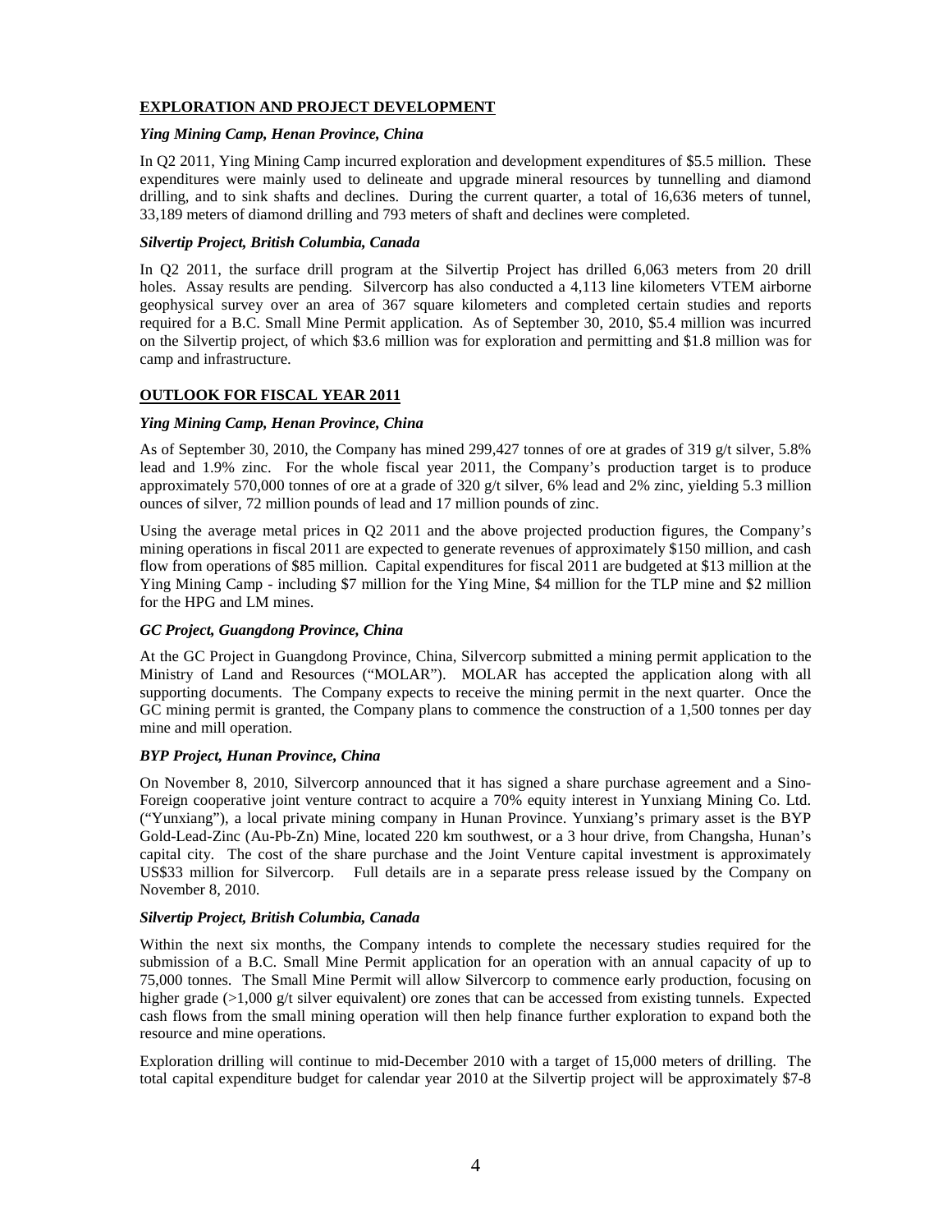## EXPLORATION AND PROJECT DEVELOPMENT

### *Ying Mining Camp, Henan Province, China*

In Q2 2011, Ying Mining Camp incurred exploration and development expenditures of $5.5 million. These expenditures were mainly used to delineate and upgrade mineral resources by tunnelling and diamond drilling, and to sink shafts and declines. During the current quarter, a total of 16,636 meters of tunnel, 33,189 meters of diamond drilling and 793 meters of shaft and declines were completed.

### *Silvertip Project, British Columbia, Canada*

In Q2 2011, the surface drill program at the Silvertip Project has drilled 6,063 meters from 20 drill holes. Assay results are pending. Silvercorp has also conducted a 4,113 line kilometers VTEM airborne geophysical survey over an area of 367 square kilometers and completed certain studies and reports required for a B.C. Small Mine Permit application. As of September 30, 2010, $5.4 million was incurred on the Silvertip project, of which $3.6 million was for exploration and permitting and $1.8 million was for camp and infrastructure.

## OUTLOOK FOR FISCAL YEAR 2011

### *Ying Mining Camp, Henan Province, China*

As of September 30, 2010, the Company has mined 299,427 tonnes of ore at grades of 319 g/t silver, 5.8% lead and 1.9% zinc. For the whole fiscal year 2011, the Company's production target is to produce approximately 570,000 tonnes of ore at a grade of 320 g/t silver, 6% lead and 2% zinc, yielding 5.3 million ounces of silver, 72 million pounds of lead and 17 million pounds of zinc.

Using the average metal prices in Q2 2011 and the above projected production figures, the Company's mining operations in fiscal 2011 are expected to generate revenues of approximately $150 million, and cash flow from operations of $85 million. Capital expenditures for fiscal 2011 are budgeted at $13 million at the Ying Mining Camp - including $7 million for the Ying Mine, $4 million for the TLP mine and $2 million for the HPG and LM mines.

### *GC Project, Guangdong Province, China*

At the GC Project in Guangdong Province, China, Silvercorp submitted a mining permit application to the Ministry of Land and Resources ("MOLAR"). MOLAR has accepted the application along with all supporting documents. The Company expects to receive the mining permit in the next quarter. Once the GC mining permit is granted, the Company plans to commence the construction of a 1,500 tonnes per day mine and mill operation.

### *BYP Project, Hunan Province, China*

On November 8, 2010, Silvercorp announced that it has signed a share purchase agreement and a Sino-Foreign cooperative joint venture contract to acquire a 70% equity interest in Yunxiang Mining Co. Ltd. ("Yunxiang"), a local private mining company in Hunan Province. Yunxiang's primary asset is the BYP Gold-Lead-Zinc (Au-Pb-Zn) Mine, located 220 km southwest, or a 3 hour drive, from Changsha, Hunan's capital city. The cost of the share purchase and the Joint Venture capital investment is approximately US$33 million for Silvercorp. Full details are in a separate press release issued by the Company on November 8, 2010.

### *Silvertip Project, British Columbia, Canada*

Within the next six months, the Company intends to complete the necessary studies required for the submission of a B.C. Small Mine Permit application for an operation with an annual capacity of up to 75,000 tonnes. The Small Mine Permit will allow Silvercorp to commence early production, focusing on higher grade (>1,000 g/t silver equivalent) ore zones that can be accessed from existing tunnels. Expected cash flows from the small mining operation will then help finance further exploration to expand both the resource and mine operations.

Exploration drilling will continue to mid-December 2010 with a target of 15,000 meters of drilling. The total capital expenditure budget for calendar year 2010 at the Silvertip project will be approximately $7-8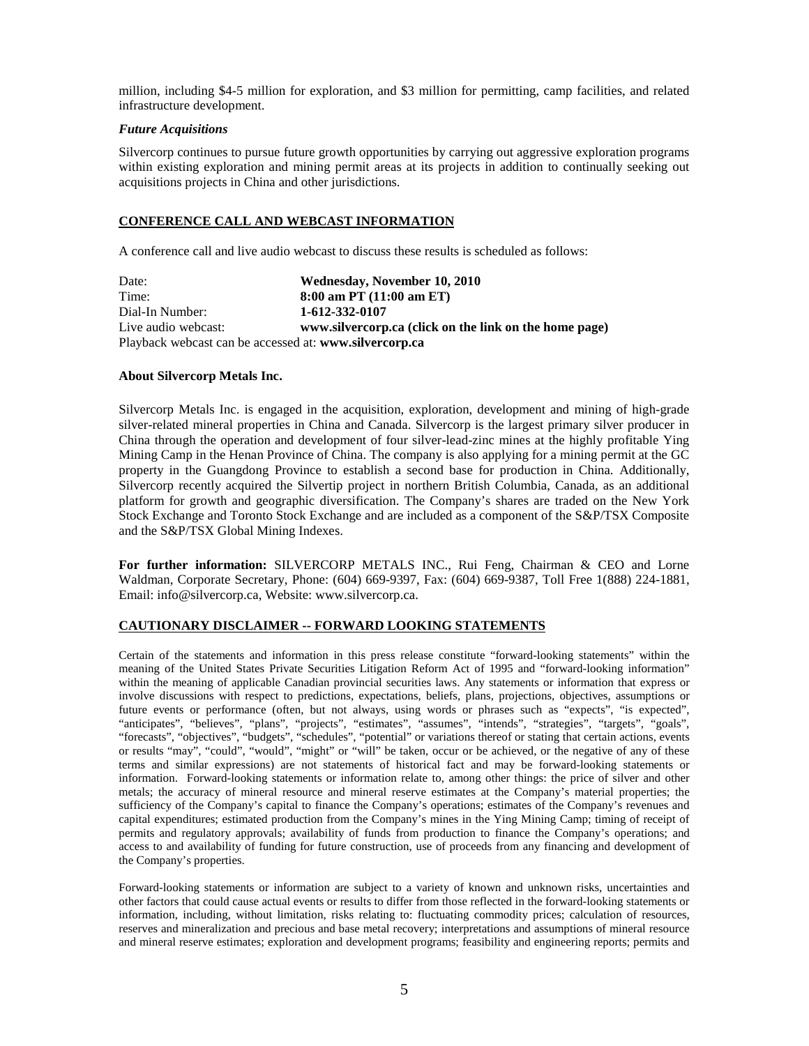million, including $4-5 million for exploration, and $3 million for permitting, camp facilities, and related infrastructure development.

***Future Acquisitions***

Silvercorp continues to pursue future growth opportunities by carrying out aggressive exploration programs within existing exploration and mining permit areas at its projects in addition to continually seeking out acquisitions projects in China and other jurisdictions.

## CONFERENCE CALL AND WEBCAST INFORMATION

A conference call and live audio webcast to discuss these results is scheduled as follows:

| | |
|---|---|
| Date: | **Wednesday, November 10, 2010** |
| Time: | **8:00 am PT (11:00 am ET)** |
| Dial-In Number: | **1-612-332-0107** |
| Live audio webcast: | **www.silvercorp.ca (click on the link on the home page)** |

Playback webcast can be accessed at: **www.silvercorp.ca**

**About Silvercorp Metals Inc.**

Silvercorp Metals Inc. is engaged in the acquisition, exploration, development and mining of high-grade silver-related mineral properties in China and Canada. Silvercorp is the largest primary silver producer in China through the operation and development of four silver-lead-zinc mines at the highly profitable Ying Mining Camp in the Henan Province of China. The company is also applying for a mining permit at the GC property in the Guangdong Province to establish a second base for production in China. Additionally, Silvercorp recently acquired the Silvertip project in northern British Columbia, Canada, as an additional platform for growth and geographic diversification. The Company's shares are traded on the New York Stock Exchange and Toronto Stock Exchange and are included as a component of the S&P/TSX Composite and the S&P/TSX Global Mining Indexes.

**For further information:** SILVERCORP METALS INC., Rui Feng, Chairman & CEO and Lorne Waldman, Corporate Secretary, Phone: (604) 669-9397, Fax: (604) 669-9387, Toll Free 1(888) 224-1881, Email: info@silvercorp.ca, Website: www.silvercorp.ca.

## CAUTIONARY DISCLAIMER -- FORWARD LOOKING STATEMENTS

Certain of the statements and information in this press release constitute "forward-looking statements" within the meaning of the United States Private Securities Litigation Reform Act of 1995 and "forward-looking information" within the meaning of applicable Canadian provincial securities laws. Any statements or information that express or involve discussions with respect to predictions, expectations, beliefs, plans, projections, objectives, assumptions or future events or performance (often, but not always, using words or phrases such as "expects", "is expected", "anticipates", "believes", "plans", "projects", "estimates", "assumes", "intends", "strategies", "targets", "goals", "forecasts", "objectives", "budgets", "schedules", "potential" or variations thereof or stating that certain actions, events or results "may", "could", "would", "might" or "will" be taken, occur or be achieved, or the negative of any of these terms and similar expressions) are not statements of historical fact and may be forward-looking statements or information. Forward-looking statements or information relate to, among other things: the price of silver and other metals; the accuracy of mineral resource and mineral reserve estimates at the Company's material properties; the sufficiency of the Company's capital to finance the Company's operations; estimates of the Company's revenues and capital expenditures; estimated production from the Company's mines in the Ying Mining Camp; timing of receipt of permits and regulatory approvals; availability of funds from production to finance the Company's operations; and access to and availability of funding for future construction, use of proceeds from any financing and development of the Company's properties.

Forward-looking statements or information are subject to a variety of known and unknown risks, uncertainties and other factors that could cause actual events or results to differ from those reflected in the forward-looking statements or information, including, without limitation, risks relating to: fluctuating commodity prices; calculation of resources, reserves and mineralization and precious and base metal recovery; interpretations and assumptions of mineral resource and mineral reserve estimates; exploration and development programs; feasibility and engineering reports; permits and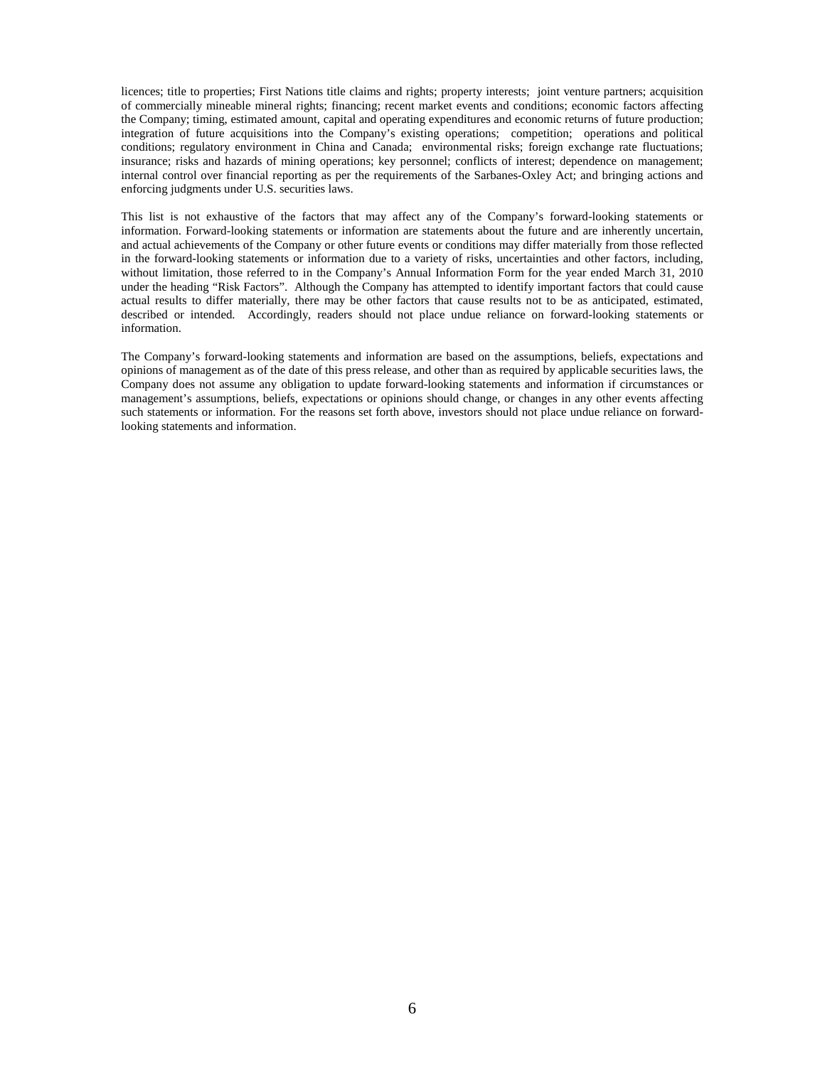licences; title to properties; First Nations title claims and rights; property interests; joint venture partners; acquisition of commercially mineable mineral rights; financing; recent market events and conditions; economic factors affecting the Company; timing, estimated amount, capital and operating expenditures and economic returns of future production; integration of future acquisitions into the Company's existing operations; competition; operations and political conditions; regulatory environment in China and Canada; environmental risks; foreign exchange rate fluctuations; insurance; risks and hazards of mining operations; key personnel; conflicts of interest; dependence on management; internal control over financial reporting as per the requirements of the Sarbanes-Oxley Act; and bringing actions and enforcing judgments under U.S. securities laws.

This list is not exhaustive of the factors that may affect any of the Company's forward-looking statements or information. Forward-looking statements or information are statements about the future and are inherently uncertain, and actual achievements of the Company or other future events or conditions may differ materially from those reflected in the forward-looking statements or information due to a variety of risks, uncertainties and other factors, including, without limitation, those referred to in the Company's Annual Information Form for the year ended March 31, 2010 under the heading "Risk Factors". Although the Company has attempted to identify important factors that could cause actual results to differ materially, there may be other factors that cause results not to be as anticipated, estimated, described or intended. Accordingly, readers should not place undue reliance on forward-looking statements or information.

The Company's forward-looking statements and information are based on the assumptions, beliefs, expectations and opinions of management as of the date of this press release, and other than as required by applicable securities laws, the Company does not assume any obligation to update forward-looking statements and information if circumstances or management's assumptions, beliefs, expectations or opinions should change, or changes in any other events affecting such statements or information. For the reasons set forth above, investors should not place undue reliance on forward-looking statements and information.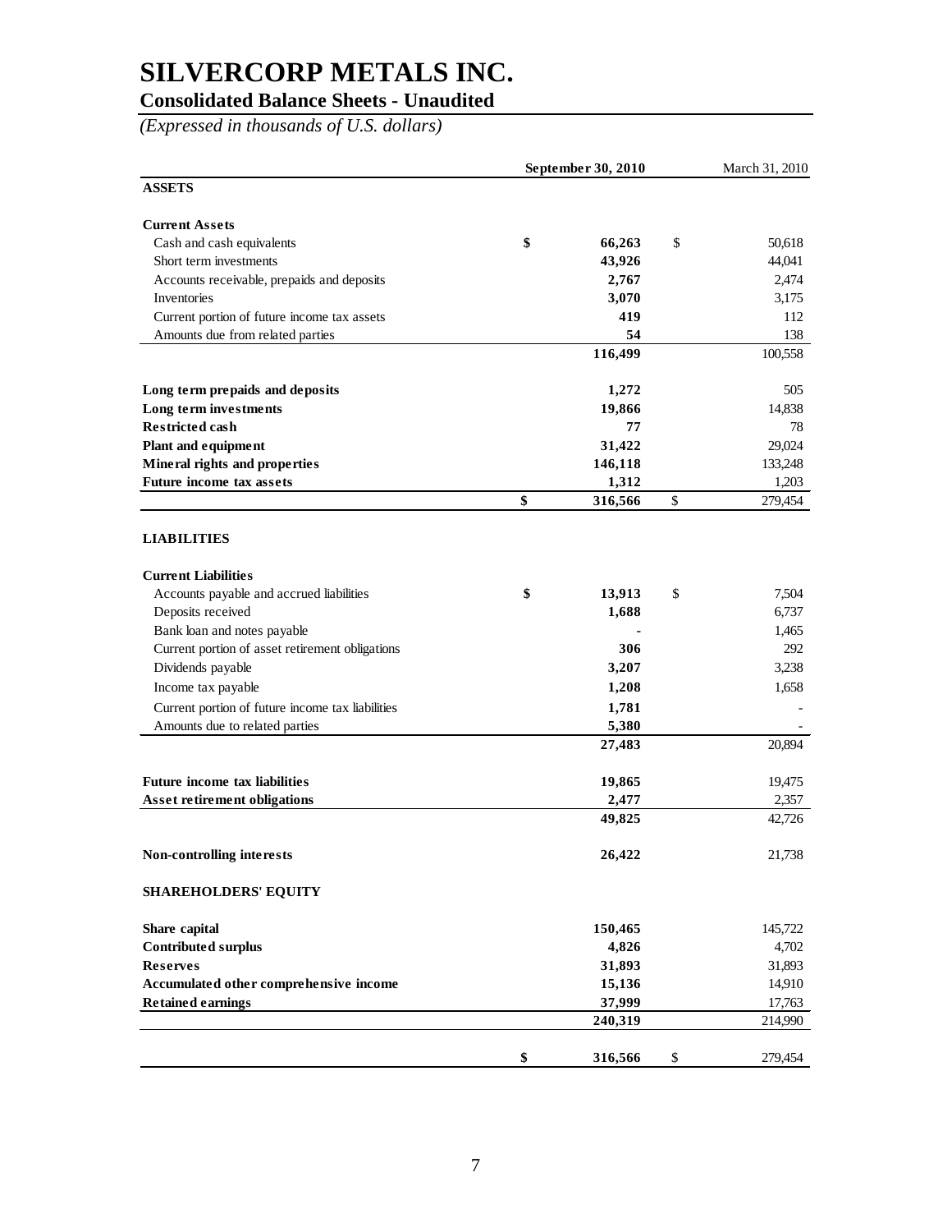# SILVERCORP METALS INC.

## Consolidated Balance Sheets - Unaudited

*(Expressed in thousands of U.S. dollars)*

| | September 30, 2010 | March 31, 2010 |
|---|---|---|
| **ASSETS** | | |
| **Current Assets** | | |
| Cash and cash equivalents | $ 66,263 | $ 50,618 |
| Short term investments | 43,926 | 44,041 |
| Accounts receivable, prepaids and deposits | 2,767 | 2,474 |
| Inventories | 3,070 | 3,175 |
| Current portion of future income tax assets | 419 | 112 |
| Amounts due from related parties | 54 | 138 |
| | 116,499 | 100,558 |
| **Long term prepaids and deposits** | 1,272 | 505 |
| **Long term investments** | 19,866 | 14,838 |
| **Restricted cash** | 77 | 78 |
| **Plant and equipment** | 31,422 | 29,024 |
| **Mineral rights and properties** | 146,118 | 133,248 |
| **Future income tax assets** | 1,312 | 1,203 |
| | $ 316,566 | $ 279,454 |
| **LIABILITIES** | | |
| **Current Liabilities** | | |
| Accounts payable and accrued liabilities | $ 13,913 | $ 7,504 |
| Deposits received | 1,688 | 6,737 |
| Bank loan and notes payable | - | 1,465 |
| Current portion of asset retirement obligations | 306 | 292 |
| Dividends payable | 3,207 | 3,238 |
| Income tax payable | 1,208 | 1,658 |
| Current portion of future income tax liabilities | 1,781 | - |
| Amounts due to related parties | 5,380 | - |
| | 27,483 | 20,894 |
| **Future income tax liabilities** | 19,865 | 19,475 |
| **Asset retirement obligations** | 2,477 | 2,357 |
| | 49,825 | 42,726 |
| **Non-controlling interests** | 26,422 | 21,738 |
| **SHAREHOLDERS' EQUITY** | | |
| **Share capital** | 150,465 | 145,722 |
| **Contributed surplus** | 4,826 | 4,702 |
| **Reserves** | 31,893 | 31,893 |
| **Accumulated other comprehensive income** | 15,136 | 14,910 |
| **Retained earnings** | 37,999 | 17,763 |
| | 240,319 | 214,990 |
| | $ 316,566 | $ 279,454 |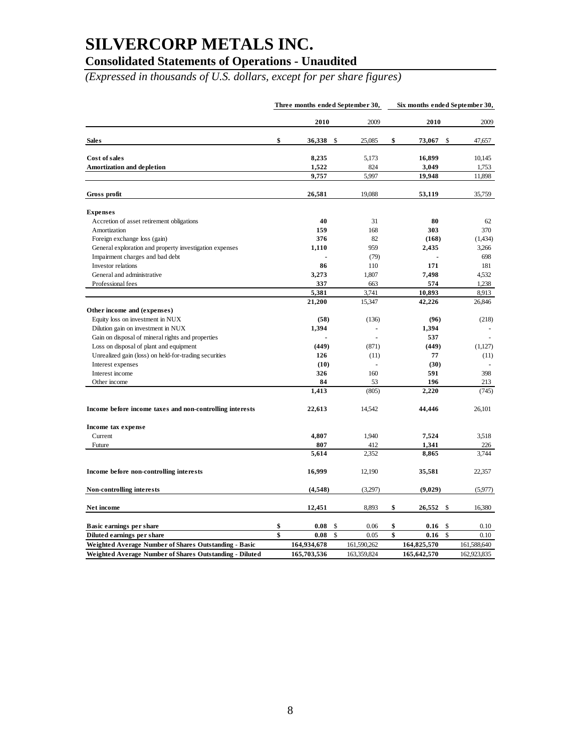# SILVERCORP METALS INC.

## Consolidated Statements of Operations - Unaudited

*(Expressed in thousands of U.S. dollars, except for per share figures)*

| | Three months ended September 30, | | Six months ended September 30, | |
|---|---|---|---|---|
| | **2010** | 2009 | **2010** | 2009 |
| **Sales** | **$ 36,338** | $ 25,085 | **$ 73,067** | $ 47,657 |
| **Cost of sales** | **8,235** | 5,173 | **16,899** | 10,145 |
| **Amortization and depletion** | **1,522** | 824 | **3,049** | 1,753 |
| | **9,757** | 5,997 | **19,948** | 11,898 |
| **Gross profit** | **26,581** | 19,088 | **53,119** | 35,759 |
| **Expenses** | | | | |
| Accretion of asset retirement obligations | **40** | 31 | **80** | 62 |
| Amortization | **159** | 168 | **303** | 370 |
| Foreign exchange loss (gain) | **376** | 82 | **(168)** | (1,434) |
| General exploration and property investigation expenses | **1,110** | 959 | **2,435** | 3,266 |
| Impairment charges and bad debt | **-** | (79) | **-** | 698 |
| Investor relations | **86** | 110 | **171** | 181 |
| General and administrative | **3,273** | 1,807 | **7,498** | 4,532 |
| Professional fees | **337** | 663 | **574** | 1,238 |
| | **5,381** | 3,741 | **10,893** | 8,913 |
| | **21,200** | 15,347 | **42,226** | 26,846 |
| **Other income and (expenses)** | | | | |
| Equity loss on investment in NUX | **(58)** | (136) | **(96)** | (218) |
| Dilution gain on investment in NUX | **1,394** | - | **1,394** | - |
| Gain on disposal of mineral rights and properties | **-** | - | **537** | - |
| Loss on disposal of plant and equipment | **(449)** | (871) | **(449)** | (1,127) |
| Unrealized gain (loss) on held-for-trading securities | **126** | (11) | **77** | (11) |
| Interest expenses | **(10)** | - | **(30)** | - |
| Interest income | **326** | 160 | **591** | 398 |
| Other income | **84** | 53 | **196** | 213 |
| | **1,413** | (805) | **2,220** | (745) |
| **Income before income taxes and non-controlling interests** | **22,613** | 14,542 | **44,446** | 26,101 |
| **Income tax expense** | | | | |
| Current | **4,807** | 1,940 | **7,524** | 3,518 |
| Future | **807** | 412 | **1,341** | 226 |
| | **5,614** | 2,352 | **8,865** | 3,744 |
| **Income before non-controlling interests** | **16,999** | 12,190 | **35,581** | 22,357 |
| **Non-controlling interests** | **(4,548)** | (3,297) | **(9,029)** | (5,977) |
| **Net income** | **12,451** | 8,893 | **$ 26,552** | $ 16,380 |
| **Basic earnings per share** | **$ 0.08** | $ 0.06 | **$ 0.16** | $ 0.10 |
| **Diluted earnings per share** | **$ 0.08** | $ 0.05 | **$ 0.16** | $ 0.10 |
| **Weighted Average Number of Shares Outstanding - Basic** | **164,934,678** | 161,590,262 | **164,825,570** | 161,588,640 |
| **Weighted Average Number of Shares Outstanding - Diluted** | **165,703,536** | 163,359,824 | **165,642,570** | 162,923,835 |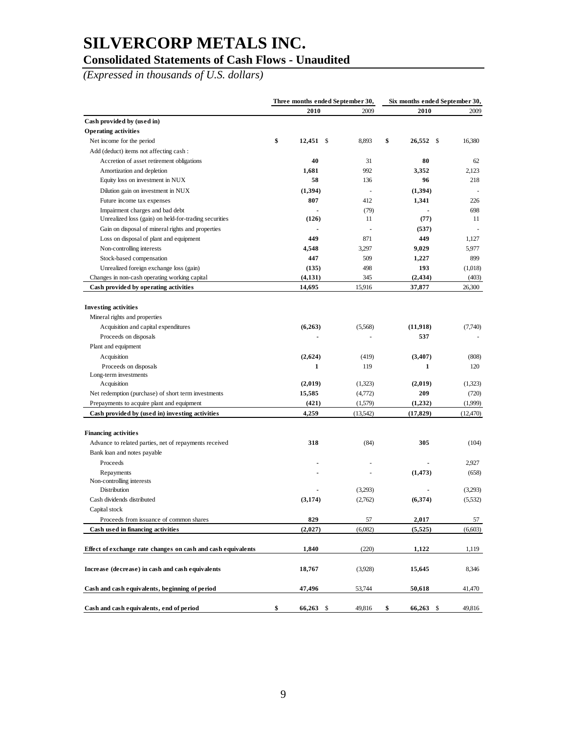# SILVERCORP METALS INC.

## Consolidated Statements of Cash Flows - Unaudited

*(Expressed in thousands of U.S. dollars)*

| | Three months ended September 30, | | Six months ended September 30, | |
|---|---|---|---|---|
| | **2010** | 2009 | **2010** | 2009 |
| **Cash provided by (used in)** | | | | |
| **Operating activities** | | | | |
| Net income for the period | **$ 12,451** | $ 8,893 | **$ 26,552** | $ 16,380 |
| Add (deduct) items not affecting cash : | | | | |
| Accretion of asset retirement obligations | **40** | 31 | **80** | 62 |
| Amortization and depletion | **1,681** | 992 | **3,352** | 2,123 |
| Equity loss on investment in NUX | **58** | 136 | **96** | 218 |
| Dilution gain on investment in NUX | **(1,394)** | - | **(1,394)** | - |
| Future income tax expenses | **807** | 412 | **1,341** | 226 |
| Impairment charges and bad debt | **-** | (79) | **-** | 698 |
| Unrealized loss (gain) on held-for-trading securities | **(126)** | 11 | **(77)** | 11 |
| Gain on disposal of mineral rights and properties | **-** | - | **(537)** | - |
| Loss on disposal of plant and equipment | **449** | 871 | **449** | 1,127 |
| Non-controlling interests | **4,548** | 3,297 | **9,029** | 5,977 |
| Stock-based compensation | **447** | 509 | **1,227** | 899 |
| Unrealized foreign exchange loss (gain) | **(135)** | 498 | **193** | (1,018) |
| Changes in non-cash operating working capital | **(4,131)** | 345 | **(2,434)** | (403) |
| **Cash provided by operating activities** | **14,695** | 15,916 | **37,877** | 26,300 |
| | | | | |
| **Investing activities** | | | | |
| Mineral rights and properties | | | | |
| Acquisition and capital expenditures | **(6,263)** | (5,568) | **(11,918)** | (7,740) |
| Proceeds on disposals | **-** | - | **537** | - |
| Plant and equipment | | | | |
| Acquisition | **(2,624)** | (419) | **(3,407)** | (808) |
| Proceeds on disposals | **1** | 119 | **1** | 120 |
| Long-term investments | | | | |
| Acquisition | **(2,019)** | (1,323) | **(2,019)** | (1,323) |
| Net redemption (purchase) of short term investments | **15,585** | (4,772) | **209** | (720) |
| Prepayments to acquire plant and equipment | **(421)** | (1,579) | **(1,232)** | (1,999) |
| **Cash provided by (used in) investing activities** | **4,259** | (13,542) | **(17,829)** | (12,470) |
| | | | | |
| **Financing activities** | | | | |
| Advance to related parties, net of repayments received | **318** | (84) | **305** | (104) |
| Bank loan and notes payable | | | | |
| Proceeds | **-** | - | **-** | 2,927 |
| Repayments | **-** | - | **(1,473)** | (658) |
| Non-controlling interests | | | | |
| Distribution | **-** | (3,293) | **-** | (3,293) |
| Cash dividends distributed | **(3,174)** | (2,762) | **(6,374)** | (5,532) |
| Capital stock | | | | |
| Proceeds from issuance of common shares | **829** | 57 | **2,017** | 57 |
| **Cash used in financing activities** | **(2,027)** | (6,082) | **(5,525)** | (6,603) |
| | | | | |
| **Effect of exchange rate changes on cash and cash equivalents** | **1,840** | (220) | **1,122** | 1,119 |
| | | | | |
| **Increase (decrease) in cash and cash equivalents** | **18,767** | (3,928) | **15,645** | 8,346 |
| | | | | |
| **Cash and cash equivalents, beginning of period** | **47,496** | 53,744 | **50,618** | 41,470 |
| | | | | |
| **Cash and cash equivalents, end of period** | **$ 66,263** | $ 49,816 | **$ 66,263** | $ 49,816 |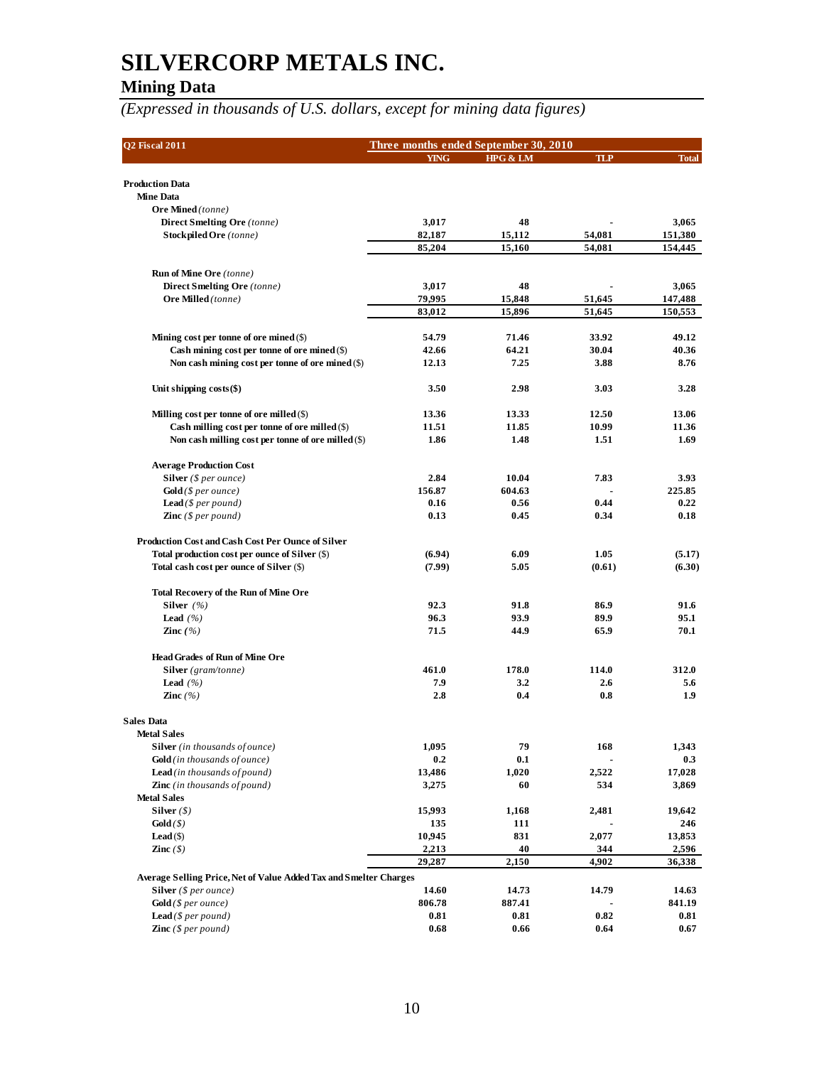# SILVERCORP METALS INC.

## Mining Data

*(Expressed in thousands of U.S. dollars, except for mining data figures)*

| Q2 Fiscal 2011 | Three months ended September 30, 2010 | | | |
|---|---|---|---|---|
| | YING | HPG & LM | TLP | Total |
| **Production Data** | | | | |
| **Mine Data** | | | | |
| **Ore Mined** *(tonne)* | | | | |
| **Direct Smelting Ore** *(tonne)* | 3,017 | 48 | - | 3,065 |
| **Stockpiled Ore** *(tonne)* | 82,187 | 15,112 | 54,081 | 151,380 |
| | 85,204 | 15,160 | 54,081 | 154,445 |
| **Run of Mine Ore** *(tonne)* | | | | |
| **Direct Smelting Ore** *(tonne)* | 3,017 | 48 | - | 3,065 |
| **Ore Milled** *(tonne)* | 79,995 | 15,848 | 51,645 | 147,488 |
| | 83,012 | 15,896 | 51,645 | 150,553 |
| **Mining cost per tonne of ore mined** ($) | 54.79 | 71.46 | 33.92 | 49.12 |
| **Cash mining cost per tonne of ore mined** ($) | 42.66 | 64.21 | 30.04 | 40.36 |
| **Non cash mining cost per tonne of ore mined** ($) | 12.13 | 7.25 | 3.88 | 8.76 |
| **Unit shipping costs($)** | 3.50 | 2.98 | 3.03 | 3.28 |
| **Milling cost per tonne of ore milled** ($) | 13.36 | 13.33 | 12.50 | 13.06 |
| **Cash milling cost per tonne of ore milled** ($) | 11.51 | 11.85 | 10.99 | 11.36 |
| **Non cash milling cost per tonne of ore milled** ($) | 1.86 | 1.48 | 1.51 | 1.69 |
| **Average Production Cost** | | | | |
| **Silver** *($ per ounce)* | 2.84 | 10.04 | 7.83 | 3.93 |
| **Gold** *($ per ounce)* | 156.87 | 604.63 | - | 225.85 |
| **Lead** *($ per pound)* | 0.16 | 0.56 | 0.44 | 0.22 |
| **Zinc** *($ per pound)* | 0.13 | 0.45 | 0.34 | 0.18 |
| **Production Cost and Cash Cost Per Ounce of Silver** | | | | |
| **Total production cost per ounce of Silver** ($) | (6.94) | 6.09 | 1.05 | (5.17) |
| **Total cash cost per ounce of Silver** ($) | (7.99) | 5.05 | (0.61) | (6.30) |
| **Total Recovery of the Run of Mine Ore** | | | | |
| **Silver** *(%)* | 92.3 | 91.8 | 86.9 | 91.6 |
| **Lead** *(%)* | 96.3 | 93.9 | 89.9 | 95.1 |
| **Zinc** *(%)* | 71.5 | 44.9 | 65.9 | 70.1 |
| **Head Grades of Run of Mine Ore** | | | | |
| **Silver** *(gram/tonne)* | 461.0 | 178.0 | 114.0 | 312.0 |
| **Lead** *(%)* | 7.9 | 3.2 | 2.6 | 5.6 |
| **Zinc** *(%)* | 2.8 | 0.4 | 0.8 | 1.9 |
| **Sales Data** | | | | |
| **Metal Sales** | | | | |
| **Silver** *(in thousands of ounce)* | 1,095 | 79 | 168 | 1,343 |
| **Gold** *(in thousands of ounce)* | 0.2 | 0.1 | - | 0.3 |
| **Lead** *(in thousands of pound)* | 13,486 | 1,020 | 2,522 | 17,028 |
| **Zinc** *(in thousands of pound)* | 3,275 | 60 | 534 | 3,869 |
| **Metal Sales** | | | | |
| **Silver** *($)* | 15,993 | 1,168 | 2,481 | 19,642 |
| **Gold** *($)* | 135 | 111 | - | 246 |
| **Lead** ($) | 10,945 | 831 | 2,077 | 13,853 |
| **Zinc** *($)* | 2,213 | 40 | 344 | 2,596 |
| | 29,287 | 2,150 | 4,902 | 36,338 |
| **Average Selling Price, Net of Value Added Tax and Smelter Charges** | | | | |
| **Silver** *($ per ounce)* | 14.60 | 14.73 | 14.79 | 14.63 |
| **Gold** *($ per ounce)* | 806.78 | 887.41 | - | 841.19 |
| **Lead** *($ per pound)* | 0.81 | 0.81 | 0.82 | 0.81 |
| **Zinc** *($ per pound)* | 0.68 | 0.66 | 0.64 | 0.67 |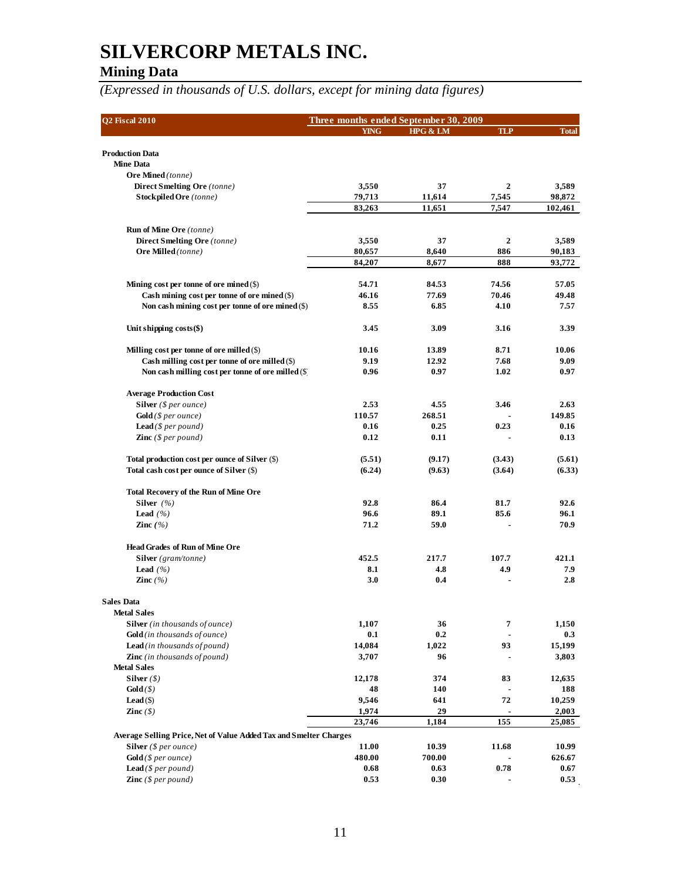# SILVERCORP METALS INC.

## Mining Data

*(Expressed in thousands of U.S. dollars, except for mining data figures)*

| Q2 Fiscal 2010 | Three months ended September 30, 2009 | | | |
|---|---|---|---|---|
| | YING | HPG & LM | TLP | Total |
| **Production Data** | | | | |
| **Mine Data** | | | | |
| **Ore Mined** *(tonne)* | | | | |
| **Direct Smelting Ore** *(tonne)* | 3,550 | 37 | 2 | 3,589 |
| **Stockpiled Ore** *(tonne)* | 79,713 | 11,614 | 7,545 | 98,872 |
| | 83,263 | 11,651 | 7,547 | 102,461 |
| **Run of Mine Ore** *(tonne)* | | | | |
| **Direct Smelting Ore** *(tonne)* | 3,550 | 37 | 2 | 3,589 |
| **Ore Milled** *(tonne)* | 80,657 | 8,640 | 886 | 90,183 |
| | 84,207 | 8,677 | 888 | 93,772 |
| **Mining cost per tonne of ore mined** ($) | 54.71 | 84.53 | 74.56 | 57.05 |
| **Cash mining cost per tonne of ore mined** ($) | 46.16 | 77.69 | 70.46 | 49.48 |
| **Non cash mining cost per tonne of ore mined** ($) | 8.55 | 6.85 | 4.10 | 7.57 |
| **Unit shipping costs($)** | 3.45 | 3.09 | 3.16 | 3.39 |
| **Milling cost per tonne of ore milled** ($) | 10.16 | 13.89 | 8.71 | 10.06 |
| **Cash milling cost per tonne of ore milled** ($) | 9.19 | 12.92 | 7.68 | 9.09 |
| **Non cash milling cost per tonne of ore milled** ($) | 0.96 | 0.97 | 1.02 | 0.97 |
| **Average Production Cost** | | | | |
| **Silver** *($ per ounce)* | 2.53 | 4.55 | 3.46 | 2.63 |
| **Gold** *($ per ounce)* | 110.57 | 268.51 | - | 149.85 |
| **Lead** *($ per pound)* | 0.16 | 0.25 | 0.23 | 0.16 |
| **Zinc** *($ per pound)* | 0.12 | 0.11 | - | 0.13 |
| **Total production cost per ounce of Silver** ($) | (5.51) | (9.17) | (3.43) | (5.61) |
| **Total cash cost per ounce of Silver** ($) | (6.24) | (9.63) | (3.64) | (6.33) |
| **Total Recovery of the Run of Mine Ore** | | | | |
| **Silver** *(%)* | 92.8 | 86.4 | 81.7 | 92.6 |
| **Lead** *(%)* | 96.6 | 89.1 | 85.6 | 96.1 |
| **Zinc** *(%)* | 71.2 | 59.0 | - | 70.9 |
| **Head Grades of Run of Mine Ore** | | | | |
| **Silver** *(gram/tonne)* | 452.5 | 217.7 | 107.7 | 421.1 |
| **Lead** *(%)* | 8.1 | 4.8 | 4.9 | 7.9 |
| **Zinc** *(%)* | 3.0 | 0.4 | - | 2.8 |
| **Sales Data** | | | | |
| **Metal Sales** | | | | |
| **Silver** *(in thousands of ounce)* | 1,107 | 36 | 7 | 1,150 |
| **Gold** *(in thousands of ounce)* | 0.1 | 0.2 | - | 0.3 |
| **Lead** *(in thousands of pound)* | 14,084 | 1,022 | 93 | 15,199 |
| **Zinc** *(in thousands of pound)* | 3,707 | 96 | - | 3,803 |
| **Metal Sales** | | | | |
| **Silver** *($)* | 12,178 | 374 | 83 | 12,635 |
| **Gold** *($)* | 48 | 140 | - | 188 |
| **Lead** ($) | 9,546 | 641 | 72 | 10,259 |
| **Zinc** *($)* | 1,974 | 29 | - | 2,003 |
| | 23,746 | 1,184 | 155 | 25,085 |
| **Average Selling Price, Net of Value Added Tax and Smelter Charges** | | | | |
| **Silver** *($ per ounce)* | 11.00 | 10.39 | 11.68 | 10.99 |
| **Gold** *($ per ounce)* | 480.00 | 700.00 | - | 626.67 |
| **Lead** *($ per pound)* | 0.68 | 0.63 | 0.78 | 0.67 |
| **Zinc** *($ per pound)* | 0.53 | 0.30 | - | 0.53 |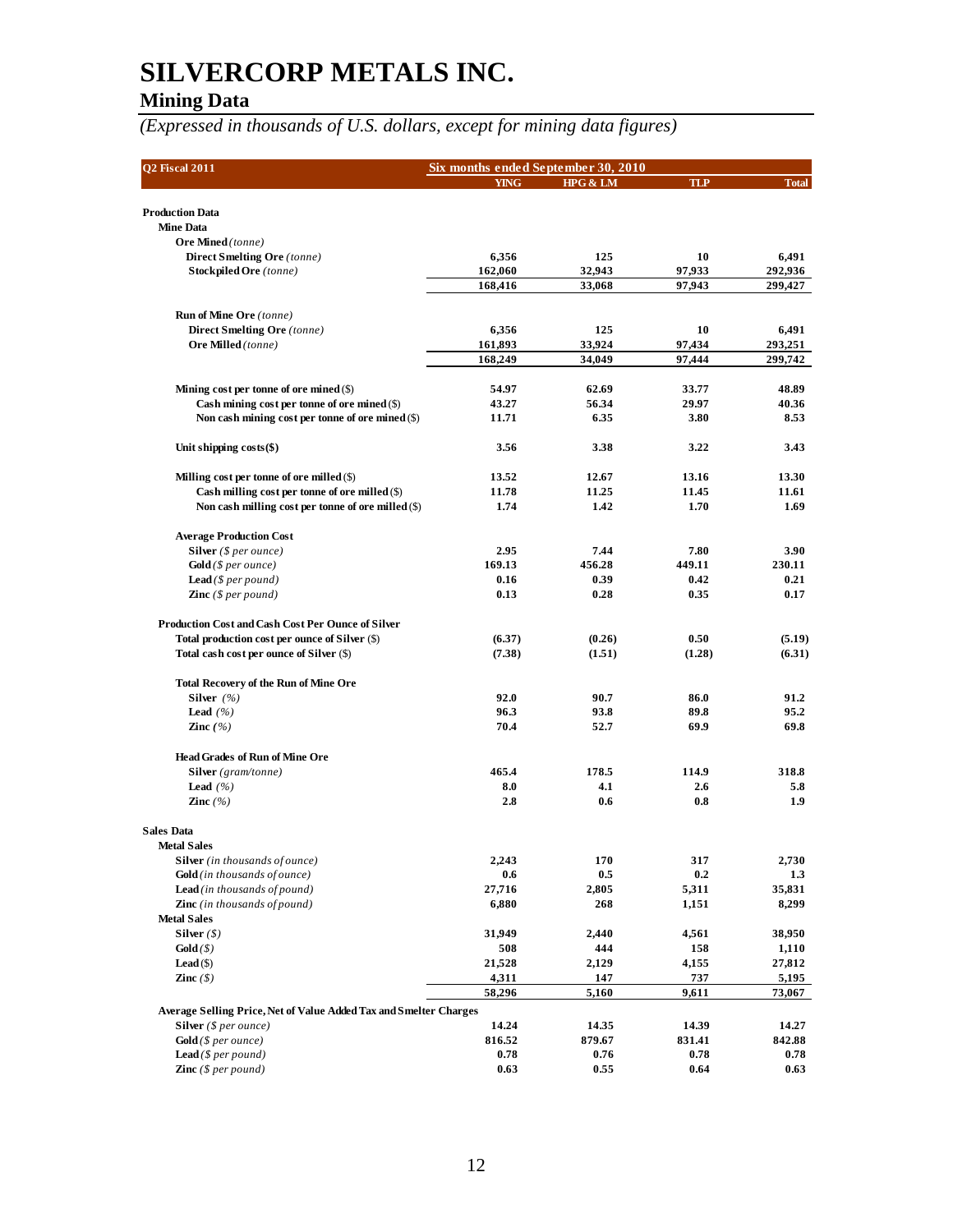# SILVERCORP METALS INC.

## Mining Data

*(Expressed in thousands of U.S. dollars, except for mining data figures)*

| Q2 Fiscal 2011 | Six months ended September 30, 2010 | | | |
|---|---|---|---|---|
| | YING | HPG & LM | TLP | Total |
| **Production Data** | | | | |
| **Mine Data** | | | | |
| **Ore Mined** *(tonne)* | | | | |
| **Direct Smelting Ore** *(tonne)* | 6,356 | 125 | 10 | 6,491 |
| **Stockpiled Ore** *(tonne)* | 162,060 | 32,943 | 97,933 | 292,936 |
| | 168,416 | 33,068 | 97,943 | 299,427 |
| **Run of Mine Ore** *(tonne)* | | | | |
| **Direct Smelting Ore** *(tonne)* | 6,356 | 125 | 10 | 6,491 |
| **Ore Milled** *(tonne)* | 161,893 | 33,924 | 97,434 | 293,251 |
| | 168,249 | 34,049 | 97,444 | 299,742 |
| **Mining cost per tonne of ore mined** ($) | 54.97 | 62.69 | 33.77 | 48.89 |
| **Cash mining cost per tonne of ore mined** ($) | 43.27 | 56.34 | 29.97 | 40.36 |
| **Non cash mining cost per tonne of ore mined** ($) | 11.71 | 6.35 | 3.80 | 8.53 |
| **Unit shipping costs($)** | 3.56 | 3.38 | 3.22 | 3.43 |
| **Milling cost per tonne of ore milled** ($) | 13.52 | 12.67 | 13.16 | 13.30 |
| **Cash milling cost per tonne of ore milled** ($) | 11.78 | 11.25 | 11.45 | 11.61 |
| **Non cash milling cost per tonne of ore milled** ($) | 1.74 | 1.42 | 1.70 | 1.69 |
| **Average Production Cost** | | | | |
| **Silver** *($ per ounce)* | 2.95 | 7.44 | 7.80 | 3.90 |
| **Gold** *($ per ounce)* | 169.13 | 456.28 | 449.11 | 230.11 |
| **Lead** *($ per pound)* | 0.16 | 0.39 | 0.42 | 0.21 |
| **Zinc** *($ per pound)* | 0.13 | 0.28 | 0.35 | 0.17 |
| **Production Cost and Cash Cost Per Ounce of Silver** | | | | |
| **Total production cost per ounce of Silver** ($) | (6.37) | (0.26) | 0.50 | (5.19) |
| **Total cash cost per ounce of Silver** ($) | (7.38) | (1.51) | (1.28) | (6.31) |
| **Total Recovery of the Run of Mine Ore** | | | | |
| **Silver** *(%)* | 92.0 | 90.7 | 86.0 | 91.2 |
| **Lead** *(%)* | 96.3 | 93.8 | 89.8 | 95.2 |
| **Zinc** *(%)* | 70.4 | 52.7 | 69.9 | 69.8 |
| **Head Grades of Run of Mine Ore** | | | | |
| **Silver** *(gram/tonne)* | 465.4 | 178.5 | 114.9 | 318.8 |
| **Lead** *(%)* | 8.0 | 4.1 | 2.6 | 5.8 |
| **Zinc** *(%)* | 2.8 | 0.6 | 0.8 | 1.9 |
| **Sales Data** | | | | |
| **Metal Sales** | | | | |
| **Silver** *(in thousands of ounce)* | 2,243 | 170 | 317 | 2,730 |
| **Gold** *(in thousands of ounce)* | 0.6 | 0.5 | 0.2 | 1.3 |
| **Lead** *(in thousands of pound)* | 27,716 | 2,805 | 5,311 | 35,831 |
| **Zinc** *(in thousands of pound)* | 6,880 | 268 | 1,151 | 8,299 |
| **Metal Sales** | | | | |
| **Silver** *($)* | 31,949 | 2,440 | 4,561 | 38,950 |
| **Gold** *($)* | 508 | 444 | 158 | 1,110 |
| **Lead** ($) | 21,528 | 2,129 | 4,155 | 27,812 |
| **Zinc** *($)* | 4,311 | 147 | 737 | 5,195 |
| | 58,296 | 5,160 | 9,611 | 73,067 |
| **Average Selling Price, Net of Value Added Tax and Smelter Charges** | | | | |
| **Silver** *($ per ounce)* | 14.24 | 14.35 | 14.39 | 14.27 |
| **Gold** *($ per ounce)* | 816.52 | 879.67 | 831.41 | 842.88 |
| **Lead** *($ per pound)* | 0.78 | 0.76 | 0.78 | 0.78 |
| **Zinc** *($ per pound)* | 0.63 | 0.55 | 0.64 | 0.63 |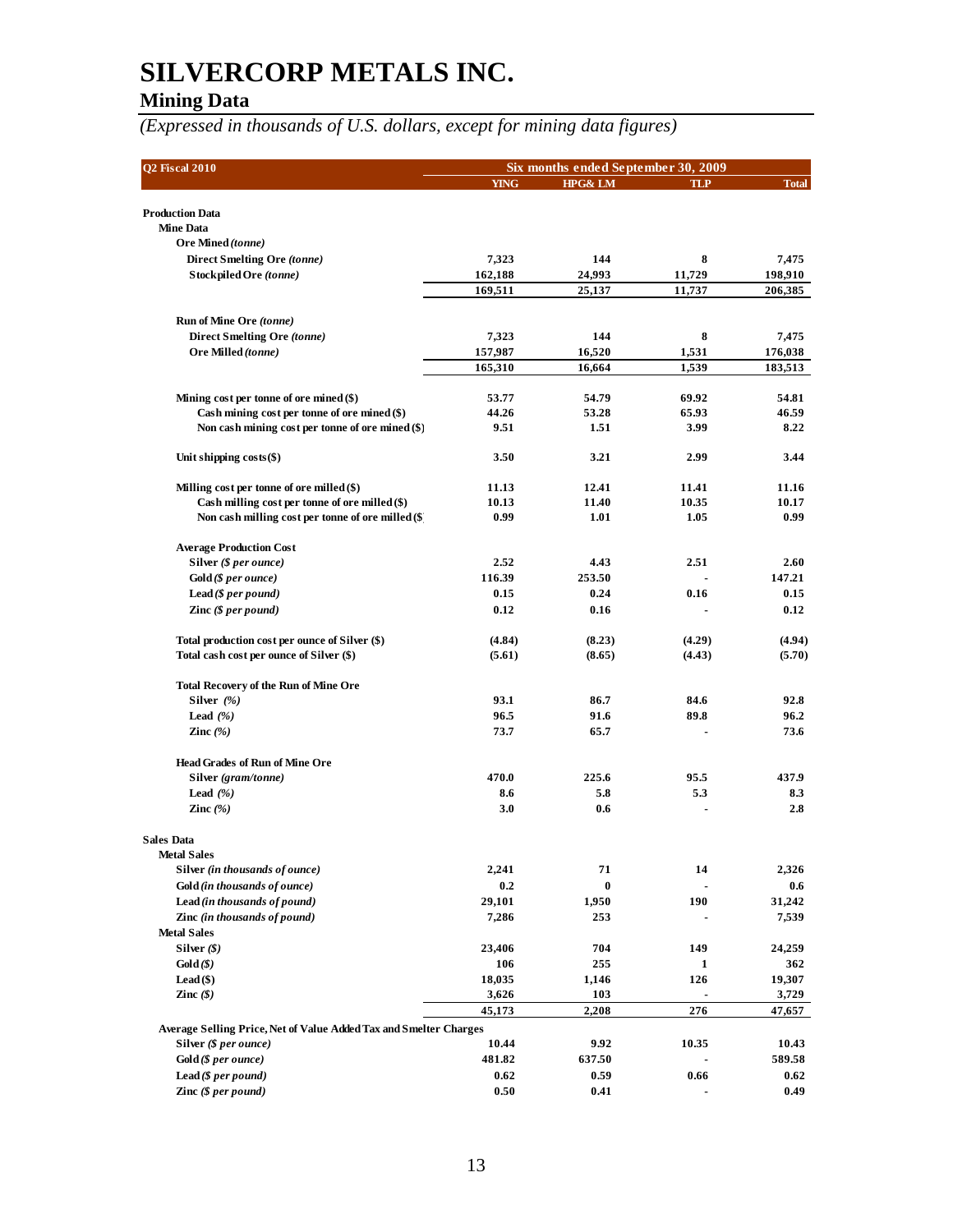# SILVERCORP METALS INC.

## Mining Data

*(Expressed in thousands of U.S. dollars, except for mining data figures)*

| Q2 Fiscal 2010 | Six months ended September 30, 2009 | | | |
|---|---|---|---|---|
| | YING | HPG& LM | TLP | Total |
| **Production Data** | | | | |
| **Mine Data** | | | | |
| **Ore Mined *(tonne)*** | | | | |
| **Direct Smelting Ore *(tonne)*** | 7,323 | 144 | 8 | 7,475 |
| **Stockpiled Ore *(tonne)*** | 162,188 | 24,993 | 11,729 | 198,910 |
| | 169,511 | 25,137 | 11,737 | 206,385 |
| **Run of Mine Ore *(tonne)*** | | | | |
| **Direct Smelting Ore *(tonne)*** | 7,323 | 144 | 8 | 7,475 |
| **Ore Milled *(tonne)*** | 157,987 | 16,520 | 1,531 | 176,038 |
| | 165,310 | 16,664 | 1,539 | 183,513 |
| **Mining cost per tonne of ore mined ($)** | 53.77 | 54.79 | 69.92 | 54.81 |
| **Cash mining cost per tonne of ore mined ($)** | 44.26 | 53.28 | 65.93 | 46.59 |
| **Non cash mining cost per tonne of ore mined ($)** | 9.51 | 1.51 | 3.99 | 8.22 |
| **Unit shipping costs($)** | 3.50 | 3.21 | 2.99 | 3.44 |
| **Milling cost per tonne of ore milled ($)** | 11.13 | 12.41 | 11.41 | 11.16 |
| **Cash milling cost per tonne of ore milled ($)** | 10.13 | 11.40 | 10.35 | 10.17 |
| **Non cash milling cost per tonne of ore milled ($)** | 0.99 | 1.01 | 1.05 | 0.99 |
| **Average Production Cost** | | | | |
| **Silver *($ per ounce)*** | 2.52 | 4.43 | 2.51 | 2.60 |
| **Gold *($ per ounce)*** | 116.39 | 253.50 | - | 147.21 |
| **Lead *($ per pound)*** | 0.15 | 0.24 | 0.16 | 0.15 |
| **Zinc *($ per pound)*** | 0.12 | 0.16 | - | 0.12 |
| **Total production cost per ounce of Silver ($)** | (4.84) | (8.23) | (4.29) | (4.94) |
| **Total cash cost per ounce of Silver ($)** | (5.61) | (8.65) | (4.43) | (5.70) |
| **Total Recovery of the Run of Mine Ore** | | | | |
| **Silver *(%)*** | 93.1 | 86.7 | 84.6 | 92.8 |
| **Lead *(%)*** | 96.5 | 91.6 | 89.8 | 96.2 |
| **Zinc *(%)*** | 73.7 | 65.7 | - | 73.6 |
| **Head Grades of Run of Mine Ore** | | | | |
| **Silver *(gram/tonne)*** | 470.0 | 225.6 | 95.5 | 437.9 |
| **Lead *(%)*** | 8.6 | 5.8 | 5.3 | 8.3 |
| **Zinc *(%)*** | 3.0 | 0.6 | - | 2.8 |
| **Sales Data** | | | | |
| **Metal Sales** | | | | |
| **Silver *(in thousands of ounce)*** | 2,241 | 71 | 14 | 2,326 |
| **Gold *(in thousands of ounce)*** | 0.2 | 0 | - | 0.6 |
| **Lead *(in thousands of pound)*** | 29,101 | 1,950 | 190 | 31,242 |
| **Zinc *(in thousands of pound)*** | 7,286 | 253 | - | 7,539 |
| **Metal Sales** | | | | |
| **Silver *($)*** | 23,406 | 704 | 149 | 24,259 |
| **Gold *($)*** | 106 | 255 | 1 | 362 |
| **Lead ($)** | 18,035 | 1,146 | 126 | 19,307 |
| **Zinc *($)*** | 3,626 | 103 | - | 3,729 |
| | 45,173 | 2,208 | 276 | 47,657 |
| **Average Selling Price, Net of Value Added Tax and Smelter Charges** | | | | |
| **Silver *($ per ounce)*** | 10.44 | 9.92 | 10.35 | 10.43 |
| **Gold *($ per ounce)*** | 481.82 | 637.50 | - | 589.58 |
| **Lead *($ per pound)*** | 0.62 | 0.59 | 0.66 | 0.62 |
| **Zinc *($ per pound)*** | 0.50 | 0.41 | - | 0.49 |